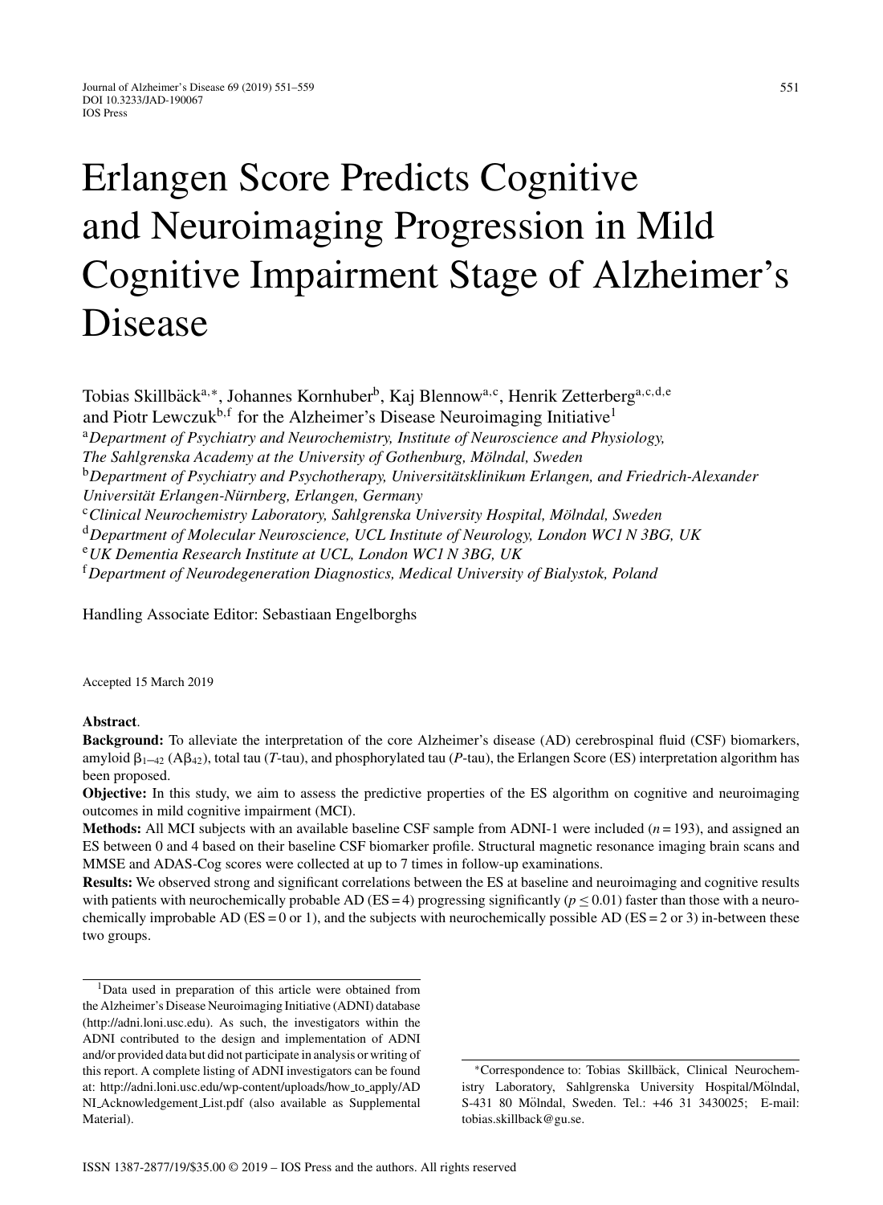# Erlangen Score Predicts Cognitive and Neuroimaging Progression in Mild Cognitive Impairment Stage of Alzheimer's Disease

Tobias Skillbäck[a,*], Johannes Kornhuber[b], Kaj Blennow[a,c], Henrik Zetterberg[a,c,d,e] and Piotr Lewczuk[b,f] for the Alzheimer's Disease Neuroimaging Initiative[1]

[a]*Department of Psychiatry and Neurochemistry, Institute of Neuroscience and Physiology, The Sahlgrenska Academy at the University of Gothenburg, Mölndal, Sweden*

[b]*Department of Psychiatry and Psychotherapy, Universitätsklinikum Erlangen, and Friedrich-Alexander Universität Erlangen-Nürnberg, Erlangen, Germany*

[c]*Clinical Neurochemistry Laboratory, Sahlgrenska University Hospital, Mölndal, Sweden*

[d]*Department of Molecular Neuroscience, UCL Institute of Neurology, London WC1 N 3BG, UK*

[e]*UK Dementia Research Institute at UCL, London WC1 N 3BG, UK*

[f]*Department of Neurodegeneration Diagnostics, Medical University of Bialystok, Poland*

Handling Associate Editor: Sebastiaan Engelborghs

Accepted 15 March 2019

**Abstract**.

**Background:** To alleviate the interpretation of the core Alzheimer's disease (AD) cerebrospinal fluid (CSF) biomarkers, amyloid $\beta_{1-42}$ ($A\beta_{42}$), total tau (*T*-tau), and phosphorylated tau (*P*-tau), the Erlangen Score (ES) interpretation algorithm has been proposed.

**Objective:** In this study, we aim to assess the predictive properties of the ES algorithm on cognitive and neuroimaging outcomes in mild cognitive impairment (MCI).

**Methods:** All MCI subjects with an available baseline CSF sample from ADNI-1 were included ($n = 193$), and assigned an ES between 0 and 4 based on their baseline CSF biomarker profile. Structural magnetic resonance imaging brain scans and MMSE and ADAS-Cog scores were collected at up to 7 times in follow-up examinations.

**Results:** We observed strong and significant correlations between the ES at baseline and neuroimaging and cognitive results with patients with neurochemically probable AD (ES = 4) progressing significantly ($p \leq 0.01$) faster than those with a neurochemically improbable AD (ES = 0 or 1), and the subjects with neurochemically possible AD (ES = 2 or 3) in-between these two groups.

[1]Data used in preparation of this article were obtained from the Alzheimer's Disease Neuroimaging Initiative (ADNI) database (http://adni.loni.usc.edu). As such, the investigators within the ADNI contributed to the design and implementation of ADNI and/or provided data but did not participate in analysis or writing of this report. A complete listing of ADNI investigators can be found at: http://adni.loni.usc.edu/wp-content/uploads/how_to_apply/ADNI_Acknowledgement_List.pdf (also available as Supplemental Material).

*Correspondence to: Tobias Skillbäck, Clinical Neurochemistry Laboratory, Sahlgrenska University Hospital/Mölndal, S-431 80 Mölndal, Sweden. Tel.: +46 31 3430025; E-mail: tobias.skillback@gu.se.

ISSN 1387-2877/19/$35.00 © 2019 – IOS Press and the authors. All rights reserved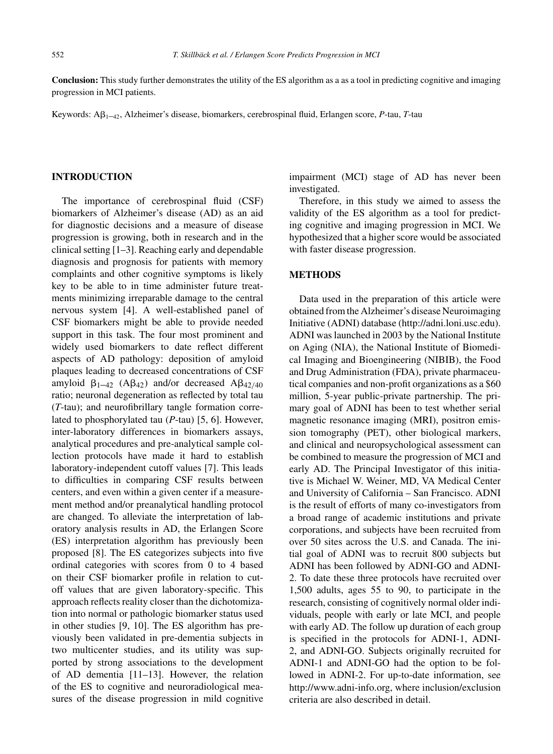**Conclusion:** This study further demonstrates the utility of the ES algorithm as a as a tool in predicting cognitive and imaging progression in MCI patients.

Keywords: $A\beta_{1-42}$, Alzheimer's disease, biomarkers, cerebrospinal fluid, Erlangen score, *P*-tau, *T*-tau

## INTRODUCTION

The importance of cerebrospinal fluid (CSF) biomarkers of Alzheimer's disease (AD) as an aid for diagnostic decisions and a measure of disease progression is growing, both in research and in the clinical setting [1–3]. Reaching early and dependable diagnosis and prognosis for patients with memory complaints and other cognitive symptoms is likely key to be able to in time administer future treatments minimizing irreparable damage to the central nervous system [4]. A well-established panel of CSF biomarkers might be able to provide needed support in this task. The four most prominent and widely used biomarkers to date reflect different aspects of AD pathology: deposition of amyloid plaques leading to decreased concentrations of CSF amyloid $\beta_{1-42}$ ($A\beta_{42}$) and/or decreased $A\beta_{42/40}$ ratio; neuronal degeneration as reflected by total tau (*T*-tau); and neurofibrillary tangle formation correlated to phosphorylated tau (*P*-tau) [5, 6]. However, inter-laboratory differences in biomarkers assays, analytical procedures and pre-analytical sample collection protocols have made it hard to establish laboratory-independent cutoff values [7]. This leads to difficulties in comparing CSF results between centers, and even within a given center if a measurement method and/or preanalytical handling protocol are changed. To alleviate the interpretation of laboratory analysis results in AD, the Erlangen Score (ES) interpretation algorithm has previously been proposed [8]. The ES categorizes subjects into five ordinal categories with scores from 0 to 4 based on their CSF biomarker profile in relation to cutoff values that are given laboratory-specific. This approach reflects reality closer than the dichotomization into normal or pathologic biomarker status used in other studies [9, 10]. The ES algorithm has previously been validated in pre-dementia subjects in two multicenter studies, and its utility was supported by strong associations to the development of AD dementia [11–13]. However, the relation of the ES to cognitive and neuroradiological measures of the disease progression in mild cognitive impairment (MCI) stage of AD has never been investigated.

Therefore, in this study we aimed to assess the validity of the ES algorithm as a tool for predicting cognitive and imaging progression in MCI. We hypothesized that a higher score would be associated with faster disease progression.

## METHODS

Data used in the preparation of this article were obtained from the Alzheimer's disease Neuroimaging Initiative (ADNI) database (http://adni.loni.usc.edu). ADNI was launched in 2003 by the National Institute on Aging (NIA), the National Institute of Biomedical Imaging and Bioengineering (NIBIB), the Food and Drug Administration (FDA), private pharmaceutical companies and non-profit organizations as a $60 million, 5-year public-private partnership. The primary goal of ADNI has been to test whether serial magnetic resonance imaging (MRI), positron emission tomography (PET), other biological markers, and clinical and neuropsychological assessment can be combined to measure the progression of MCI and early AD. The Principal Investigator of this initiative is Michael W. Weiner, MD, VA Medical Center and University of California – San Francisco. ADNI is the result of efforts of many co-investigators from a broad range of academic institutions and private corporations, and subjects have been recruited from over 50 sites across the U.S. and Canada. The initial goal of ADNI was to recruit 800 subjects but ADNI has been followed by ADNI-GO and ADNI-2. To date these three protocols have recruited over 1,500 adults, ages 55 to 90, to participate in the research, consisting of cognitively normal older individuals, people with early or late MCI, and people with early AD. The follow up duration of each group is specified in the protocols for ADNI-1, ADNI-2, and ADNI-GO. Subjects originally recruited for ADNI-1 and ADNI-GO had the option to be followed in ADNI-2. For up-to-date information, see http://www.adni-info.org, where inclusion/exclusion criteria are also described in detail.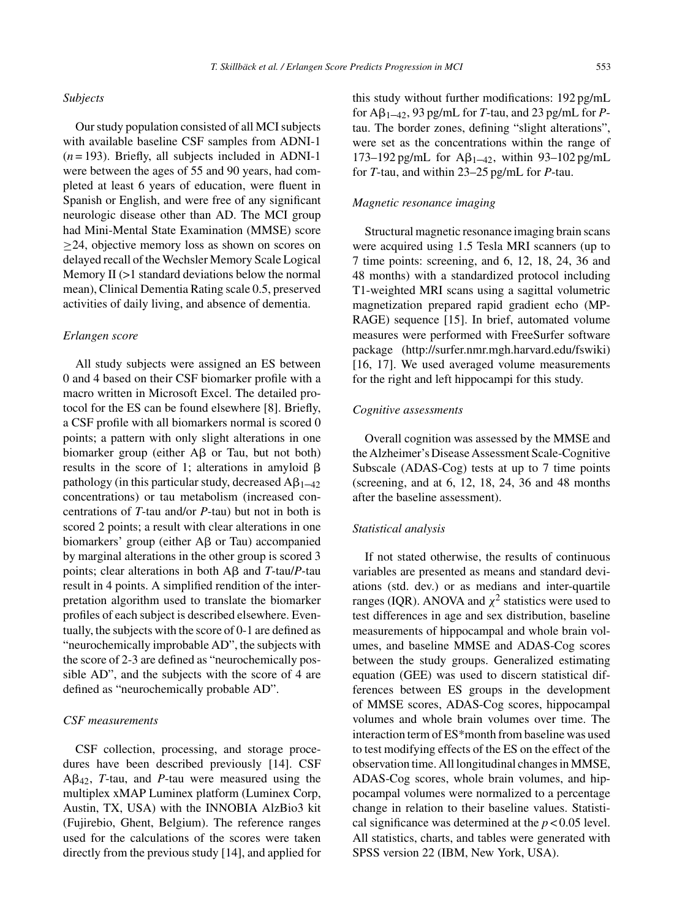### Subjects

Our study population consisted of all MCI subjects with available baseline CSF samples from ADNI-1 ($n = 193$). Briefly, all subjects included in ADNI-1 were between the ages of 55 and 90 years, had completed at least 6 years of education, were fluent in Spanish or English, and were free of any significant neurologic disease other than AD. The MCI group had Mini-Mental State Examination (MMSE) score $\geq 24$, objective memory loss as shown on scores on delayed recall of the Wechsler Memory Scale Logical Memory II (>1 standard deviations below the normal mean), Clinical Dementia Rating scale 0.5, preserved activities of daily living, and absence of dementia.

### Erlangen score

All study subjects were assigned an ES between 0 and 4 based on their CSF biomarker profile with a macro written in Microsoft Excel. The detailed protocol for the ES can be found elsewhere [8]. Briefly, a CSF profile with all biomarkers normal is scored 0 points; a pattern with only slight alterations in one biomarker group (either $A\beta$ or Tau, but not both) results in the score of 1; alterations in amyloid $\beta$ pathology (in this particular study, decreased $A\beta_{1-42}$ concentrations) or tau metabolism (increased concentrations of *T*-tau and/or *P*-tau) but not in both is scored 2 points; a result with clear alterations in one biomarkers' group (either $A\beta$ or Tau) accompanied by marginal alterations in the other group is scored 3 points; clear alterations in both $A\beta$ and *T*-tau/*P*-tau result in 4 points. A simplified rendition of the interpretation algorithm used to translate the biomarker profiles of each subject is described elsewhere. Eventually, the subjects with the score of 0-1 are defined as "neurochemically improbable AD", the subjects with the score of 2-3 are defined as "neurochemically possible AD", and the subjects with the score of 4 are defined as "neurochemically probable AD".

### CSF measurements

CSF collection, processing, and storage procedures have been described previously [14]. CSF $A\beta_{42}$, *T*-tau, and *P*-tau were measured using the multiplex xMAP Luminex platform (Luminex Corp, Austin, TX, USA) with the INNOBIA AlzBio3 kit (Fujirebio, Ghent, Belgium). The reference ranges used for the calculations of the scores were taken directly from the previous study [14], and applied for this study without further modifications: 192 pg/mL for $A\beta_{1-42}$, 93 pg/mL for *T*-tau, and 23 pg/mL for *P*-tau. The border zones, defining "slight alterations", were set as the concentrations within the range of 173–192 pg/mL for $A\beta_{1-42}$, within 93–102 pg/mL for *T*-tau, and within 23–25 pg/mL for *P*-tau.

### Magnetic resonance imaging

Structural magnetic resonance imaging brain scans were acquired using 1.5 Tesla MRI scanners (up to 7 time points: screening, and 6, 12, 18, 24, 36 and 48 months) with a standardized protocol including T1-weighted MRI scans using a sagittal volumetric magnetization prepared rapid gradient echo (MP-RAGE) sequence [15]. In brief, automated volume measures were performed with FreeSurfer software package (http://surfer.nmr.mgh.harvard.edu/fswiki) [16, 17]. We used averaged volume measurements for the right and left hippocampi for this study.

### Cognitive assessments

Overall cognition was assessed by the MMSE and the Alzheimer's Disease Assessment Scale-Cognitive Subscale (ADAS-Cog) tests at up to 7 time points (screening, and at 6, 12, 18, 24, 36 and 48 months after the baseline assessment).

### Statistical analysis

If not stated otherwise, the results of continuous variables are presented as means and standard deviations (std. dev.) or as medians and inter-quartile ranges (IQR). ANOVA and $\chi^2$ statistics were used to test differences in age and sex distribution, baseline measurements of hippocampal and whole brain volumes, and baseline MMSE and ADAS-Cog scores between the study groups. Generalized estimating equation (GEE) was used to discern statistical differences between ES groups in the development of MMSE scores, ADAS-Cog scores, hippocampal volumes and whole brain volumes over time. The interaction term of ES*month from baseline was used to test modifying effects of the ES on the effect of the observation time. All longitudinal changes in MMSE, ADAS-Cog scores, whole brain volumes, and hippocampal volumes were normalized to a percentage change in relation to their baseline values. Statistical significance was determined at the $p < 0.05$ level. All statistics, charts, and tables were generated with SPSS version 22 (IBM, New York, USA).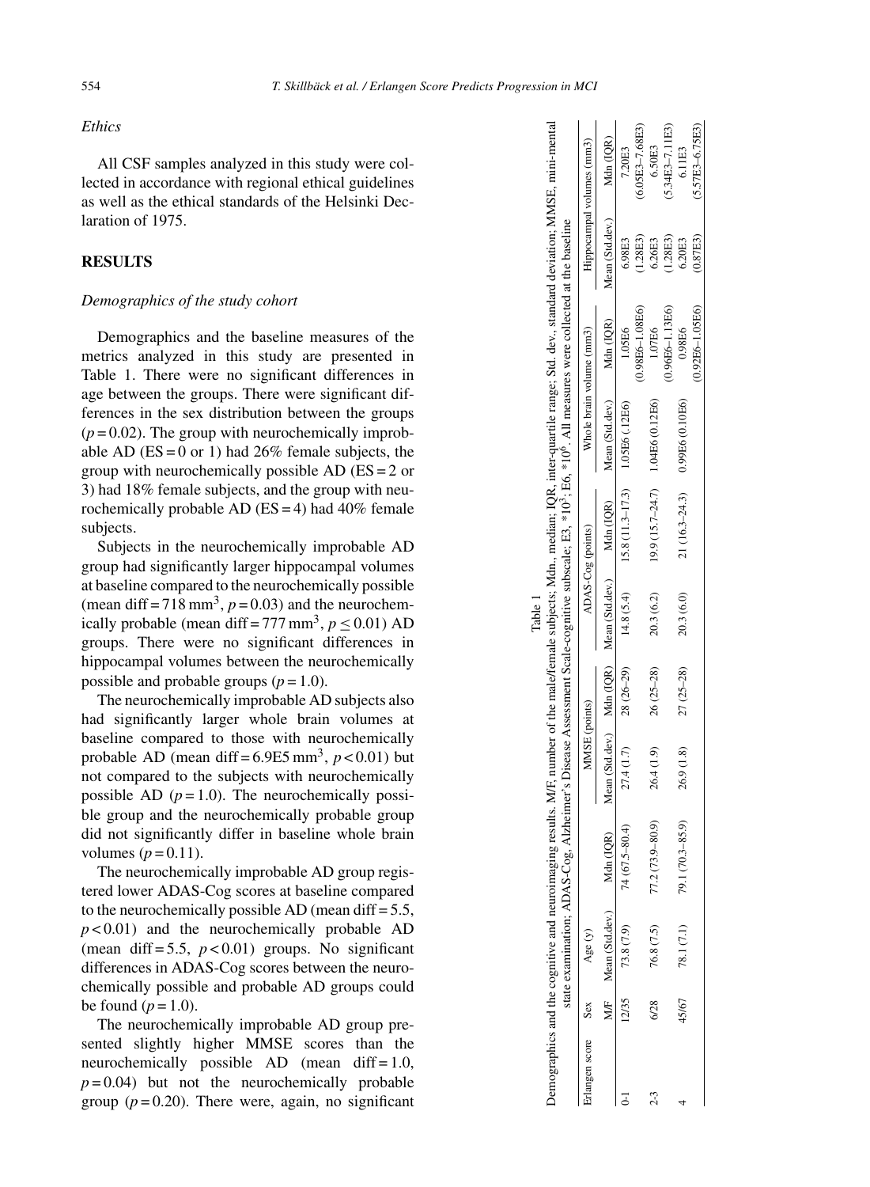### Ethics

All CSF samples analyzed in this study were collected in accordance with regional ethical guidelines as well as the ethical standards of the Helsinki Declaration of 1975.

## RESULTS

### Demographics of the study cohort

Demographics and the baseline measures of the metrics analyzed in this study are presented in Table 1. There were no significant differences in age between the groups. There were significant differences in the sex distribution between the groups ($p = 0.02$). The group with neurochemically improbable AD (ES = 0 or 1) had 26% female subjects, the group with neurochemically possible AD (ES = 2 or 3) had 18% female subjects, and the group with neurochemically probable AD (ES = 4) had 40% female subjects.

Subjects in the neurochemically improbable AD group had significantly larger hippocampal volumes at baseline compared to the neurochemically possible (mean diff = 718 mm$^3$, $p = 0.03$) and the neurochemically probable (mean diff = 777 mm$^3$, $p \leq 0.01$) AD groups. There were no significant differences in hippocampal volumes between the neurochemically possible and probable groups ($p = 1.0$).

The neurochemically improbable AD subjects also had significantly larger whole brain volumes at baseline compared to those with neurochemically probable AD (mean diff = 6.9E5 mm$^3$, $p < 0.01$) but not compared to the subjects with neurochemically possible AD ($p = 1.0$). The neurochemically possible group and the neurochemically probable group did not significantly differ in baseline whole brain volumes ($p = 0.11$).

The neurochemically improbable AD group registered lower ADAS-Cog scores at baseline compared to the neurochemically possible AD (mean diff = 5.5, $p < 0.01$) and the neurochemically probable AD (mean diff = 5.5, $p < 0.01$) groups. No significant differences in ADAS-Cog scores between the neurochemically possible and probable AD groups could be found ($p = 1.0$).

The neurochemically improbable AD group presented slightly higher MMSE scores than the neurochemically possible AD (mean diff = 1.0, $p = 0.04$) but not the neurochemically probable group ($p = 0.20$). There were, again, no significant

Table 1

Demographics and the cognitive and neuroimaging results. M/F, number of the male/female subjects; Mdn., median; IQR, inter-quartile range; Std. dev., standard deviation; MMSE, mini-mental state examination; ADAS-Cog, Alzheimer's Disease Assessment Scale-cognitive subscale; E3, *10$^3$; E6, *10$^6$. All measures were collected at the baseline

| Erlangen score | Sex | Age (y) | | MMSE (points) | | ADAS-Cog (points) | | Whole brain volume (mm3) | | Hippocampal volumes (mm3) | |
|---|---|---|---|---|---|---|---|---|---|---|---|
| | M/F | Mean (Std.dev.) | Mdn (IQR) | Mean (Std.dev.) | Mdn (IQR) | Mean (Std.dev.) | Mdn (IQR) | Mean (Std.dev.) | Mdn (IQR) | Mean (Std.dev.) | Mdn (IQR) |
| 0-1 | 12/35 | 73.8 (7.9) | 74 (67.5–80.4) | 27.4 (1.7) | 28 (26–29) | 14.8 (5.4) | 15.8 (11.3–17.3) | 1.05E6 (.12E6) | 1.05E6 (0.98E6–1.08E6) | 6.98E3 (1.28E3) | 7.20E3 (6.05E3–7.68E3) |
| 2-3 | 6/28 | 76.8 (7.5) | 77.2 (73.9–80.9) | 26.4 (1.9) | 26 (25–28) | 20.3 (6.2) | 19.9 (15.7–24.7) | 1.04E6 (0.12E6) | 1.07E6 (0.96E6–1.13E6) | 6.26E3 (1.28E3) | 6.50E3 (5.34E3–7.11E3) |
| 4 | 45/67 | 78.1 (7.1) | 79.1 (70.3–85.9) | 26.9 (1.8) | 27 (25–28) | 20.3 (6.0) | 21 (16.3–24.3) | 0.99E6 (0.10E6) | 0.98E6 (0.92E6–1.05E6) | 6.20E3 (0.87E3) | 6.11E3 (5.57E3–6.75E3) |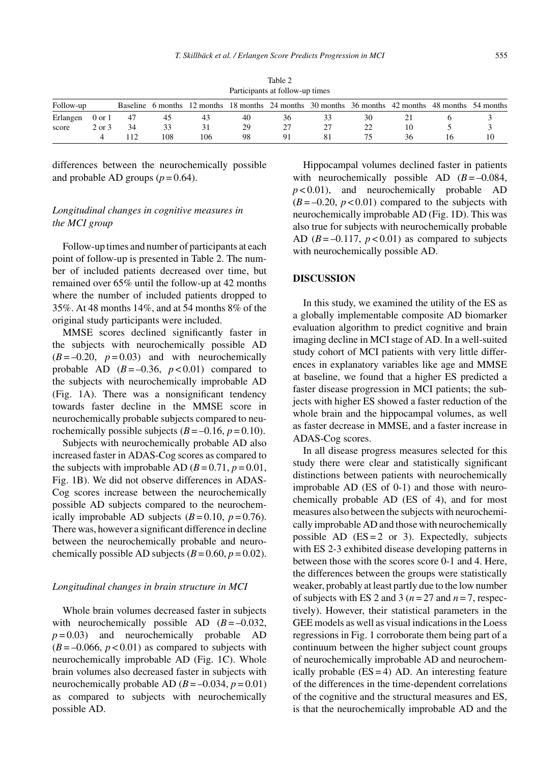Table 2
Participants at follow-up times

| Follow-up | | Baseline | 6 months | 12 months | 18 months | 24 months | 30 months | 36 months | 42 months | 48 months | 54 months |
|---|---|---|---|---|---|---|---|---|---|---|---|
| Erlangen | 0 or 1 | 47 | 45 | 43 | 40 | 36 | 33 | 30 | 21 | 6 | 3 |
| score | 2 or 3 | 34 | 33 | 31 | 29 | 27 | 27 | 22 | 10 | 5 | 3 |
| | 4 | 112 | 108 | 106 | 98 | 91 | 81 | 75 | 36 | 16 | 10 |

differences between the neurochemically possible and probable AD groups ($p = 0.64$).

### *Longitudinal changes in cognitive measures in the MCI group*

Follow-up times and number of participants at each point of follow-up is presented in Table 2. The number of included patients decreased over time, but remained over 65% until the follow-up at 42 months where the number of included patients dropped to 35%. At 48 months 14%, and at 54 months 8% of the original study participants were included.

MMSE scores declined significantly faster in the subjects with neurochemically possible AD ($B = -0.20$, $p = 0.03$) and with neurochemically probable AD ($B = -0.36$, $p < 0.01$) compared to the subjects with neurochemically improbable AD (Fig. 1A). There was a nonsignificant tendency towards faster decline in the MMSE score in neurochemically probable subjects compared to neurochemically possible subjects ($B = -0.16$, $p = 0.10$).

Subjects with neurochemically probable AD also increased faster in ADAS-Cog scores as compared to the subjects with improbable AD ($B = 0.71$, $p = 0.01$, Fig. 1B). We did not observe differences in ADAS-Cog scores increase between the neurochemically possible AD subjects compared to the neurochemically improbable AD subjects ($B = 0.10$, $p = 0.76$). There was, however a significant difference in decline between the neurochemically probable and neurochemically possible AD subjects ($B = 0.60$, $p = 0.02$).

### *Longitudinal changes in brain structure in MCI*

Whole brain volumes decreased faster in subjects with neurochemically possible AD ($B = -0.032$, $p = 0.03$) and neurochemically probable AD ($B = -0.066$, $p < 0.01$) as compared to subjects with neurochemically improbable AD (Fig. 1C). Whole brain volumes also decreased faster in subjects with neurochemically probable AD ($B = -0.034$, $p = 0.01$) as compared to subjects with neurochemically possible AD.

Hippocampal volumes declined faster in patients with neurochemically possible AD ($B = -0.084$, $p < 0.01$), and neurochemically probable AD ($B = -0.20$, $p < 0.01$) compared to the subjects with neurochemically improbable AD (Fig. 1D). This was also true for subjects with neurochemically probable AD ($B = -0.117$, $p < 0.01$) as compared to subjects with neurochemically possible AD.

## DISCUSSION

In this study, we examined the utility of the ES as a globally implementable composite AD biomarker evaluation algorithm to predict cognitive and brain imaging decline in MCI stage of AD. In a well-suited study cohort of MCI patients with very little differences in explanatory variables like age and MMSE at baseline, we found that a higher ES predicted a faster disease progression in MCI patients; the subjects with higher ES showed a faster reduction of the whole brain and the hippocampal volumes, as well as faster decrease in MMSE, and a faster increase in ADAS-Cog scores.

In all disease progress measures selected for this study there were clear and statistically significant distinctions between patients with neurochemically improbable AD (ES of 0-1) and those with neurochemically probable AD (ES of 4), and for most measures also between the subjects with neurochemically improbable AD and those with neurochemically possible AD (ES = 2 or 3). Expectedly, subjects with ES 2-3 exhibited disease developing patterns in between those with the scores score 0-1 and 4. Here, the differences between the groups were statistically weaker, probably at least partly due to the low number of subjects with ES 2 and 3 ($n = 27$ and $n = 7$, respectively). However, their statistical parameters in the GEE models as well as visual indications in the Loess regressions in Fig. 1 corroborate them being part of a continuum between the higher subject count groups of neurochemically improbable AD and neurochemically probable (ES = 4) AD. An interesting feature of the differences in the time-dependent correlations of the cognitive and the structural measures and ES, is that the neurochemically improbable AD and the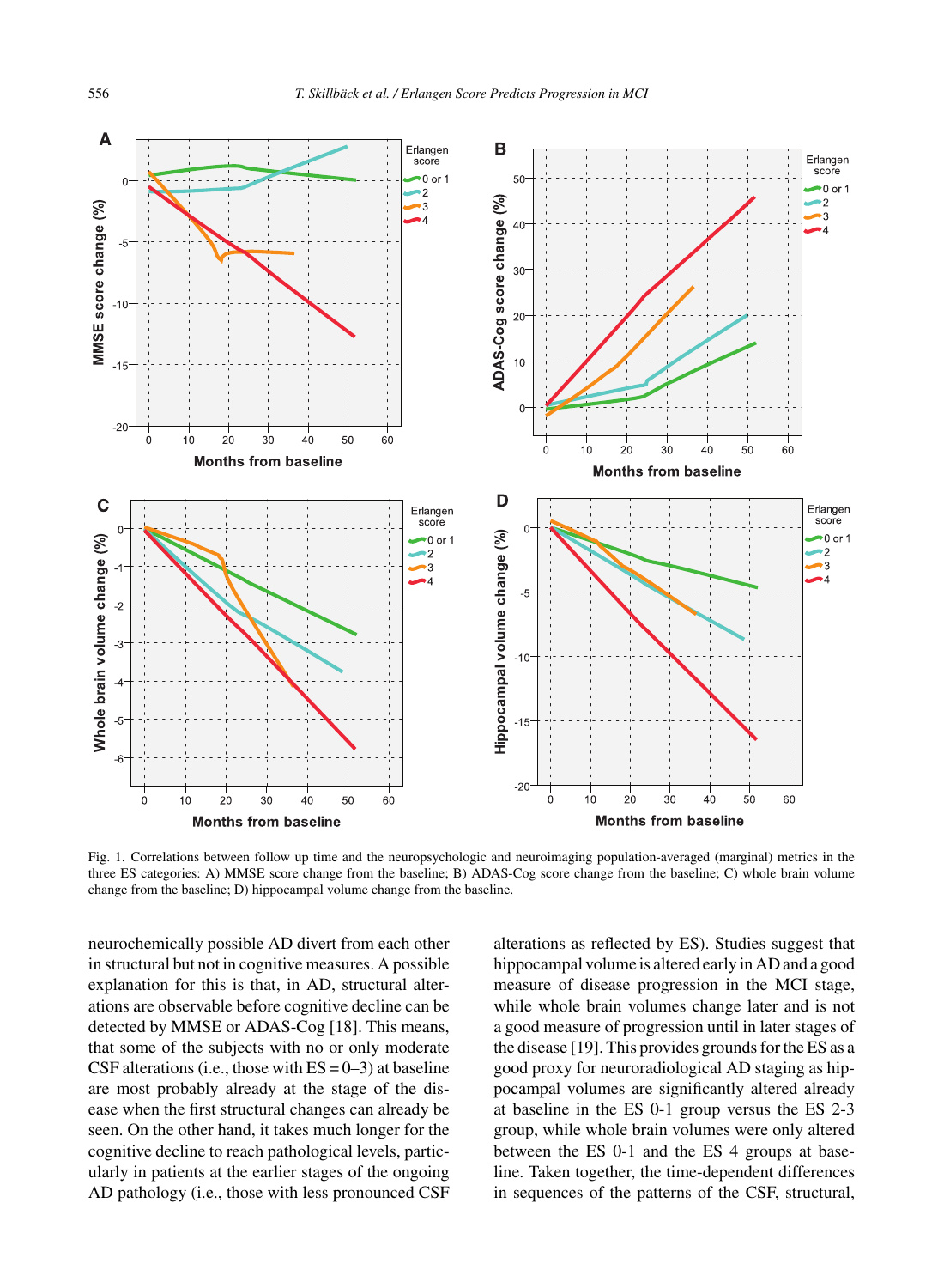Fig. 1. Correlations between follow up time and the neuropsychologic and neuroimaging population-averaged (marginal) metrics in the three ES categories: A) MMSE score change from the baseline; B) ADAS-Cog score change from the baseline; C) whole brain volume change from the baseline; D) hippocampal volume change from the baseline.

neurochemically possible AD divert from each other in structural but not in cognitive measures. A possible explanation for this is that, in AD, structural alterations are observable before cognitive decline can be detected by MMSE or ADAS-Cog [18]. This means, that some of the subjects with no or only moderate CSF alterations (i.e., those with ES = 0–3) at baseline are most probably already at the stage of the disease when the first structural changes can already be seen. On the other hand, it takes much longer for the cognitive decline to reach pathological levels, particularly in patients at the earlier stages of the ongoing AD pathology (i.e., those with less pronounced CSF alterations as reflected by ES). Studies suggest that hippocampal volume is altered early in AD and a good measure of disease progression in the MCI stage, while whole brain volumes change later and is not a good measure of progression until in later stages of the disease [19]. This provides grounds for the ES as a good proxy for neuroradiological AD staging as hippocampal volumes are significantly altered already at baseline in the ES 0-1 group versus the ES 2-3 group, while whole brain volumes were only altered between the ES 0-1 and the ES 4 groups at baseline. Taken together, the time-dependent differences in sequences of the patterns of the CSF, structural,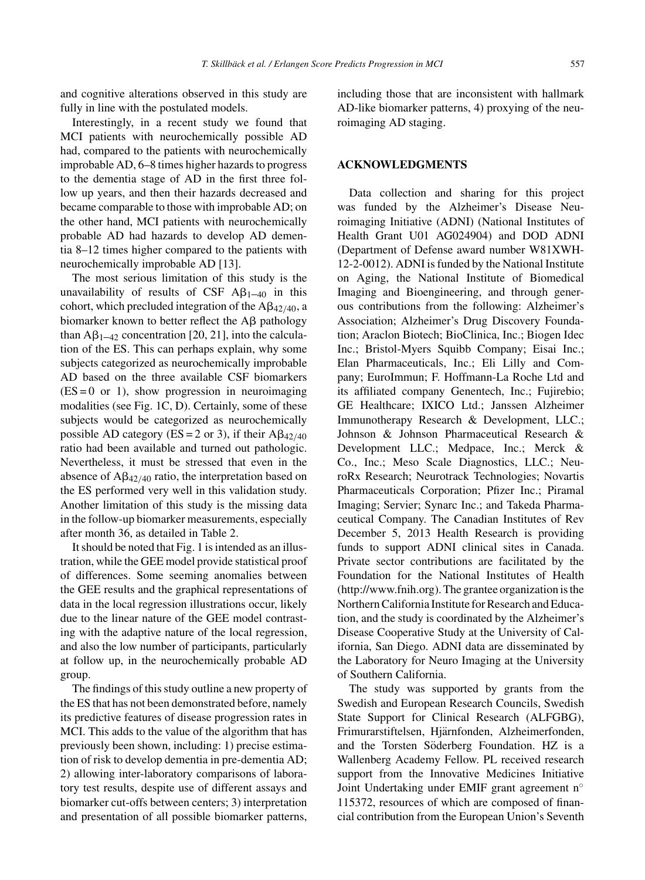and cognitive alterations observed in this study are fully in line with the postulated models.

Interestingly, in a recent study we found that MCI patients with neurochemically possible AD had, compared to the patients with neurochemically improbable AD, 6–8 times higher hazards to progress to the dementia stage of AD in the first three follow up years, and then their hazards decreased and became comparable to those with improbable AD; on the other hand, MCI patients with neurochemically probable AD had hazards to develop AD dementia 8–12 times higher compared to the patients with neurochemically improbable AD [13].

The most serious limitation of this study is the unavailability of results of CSF $A\beta_{1-40}$ in this cohort, which precluded integration of the $A\beta_{42/40}$, a biomarker known to better reflect the Aβ pathology than $A\beta_{1-42}$ concentration [20, 21], into the calculation of the ES. This can perhaps explain, why some subjects categorized as neurochemically improbable AD based on the three available CSF biomarkers (ES = 0 or 1), show progression in neuroimaging modalities (see Fig. 1C, D). Certainly, some of these subjects would be categorized as neurochemically possible AD category (ES = 2 or 3), if their $A\beta_{42/40}$ ratio had been available and turned out pathologic. Nevertheless, it must be stressed that even in the absence of $A\beta_{42/40}$ ratio, the interpretation based on the ES performed very well in this validation study. Another limitation of this study is the missing data in the follow-up biomarker measurements, especially after month 36, as detailed in Table 2.

It should be noted that Fig. 1 is intended as an illustration, while the GEE model provide statistical proof of differences. Some seeming anomalies between the GEE results and the graphical representations of data in the local regression illustrations occur, likely due to the linear nature of the GEE model contrasting with the adaptive nature of the local regression, and also the low number of participants, particularly at follow up, in the neurochemically probable AD group.

The findings of this study outline a new property of the ES that has not been demonstrated before, namely its predictive features of disease progression rates in MCI. This adds to the value of the algorithm that has previously been shown, including: 1) precise estimation of risk to develop dementia in pre-dementia AD; 2) allowing inter-laboratory comparisons of laboratory test results, despite use of different assays and biomarker cut-offs between centers; 3) interpretation and presentation of all possible biomarker patterns, including those that are inconsistent with hallmark AD-like biomarker patterns, 4) proxying of the neuroimaging AD staging.

## ACKNOWLEDGMENTS

Data collection and sharing for this project was funded by the Alzheimer's Disease Neuroimaging Initiative (ADNI) (National Institutes of Health Grant U01 AG024904) and DOD ADNI (Department of Defense award number W81XWH-12-2-0012). ADNI is funded by the National Institute on Aging, the National Institute of Biomedical Imaging and Bioengineering, and through generous contributions from the following: Alzheimer's Association; Alzheimer's Drug Discovery Foundation; Araclon Biotech; BioClinica, Inc.; Biogen Idec Inc.; Bristol-Myers Squibb Company; Eisai Inc.; Elan Pharmaceuticals, Inc.; Eli Lilly and Company; EuroImmun; F. Hoffmann-La Roche Ltd and its affiliated company Genentech, Inc.; Fujirebio; GE Healthcare; IXICO Ltd.; Janssen Alzheimer Immunotherapy Research & Development, LLC.; Johnson & Johnson Pharmaceutical Research & Development LLC.; Medpace, Inc.; Merck & Co., Inc.; Meso Scale Diagnostics, LLC.; NeuroRx Research; Neurotrack Technologies; Novartis Pharmaceuticals Corporation; Pfizer Inc.; Piramal Imaging; Servier; Synarc Inc.; and Takeda Pharmaceutical Company. The Canadian Institutes of Rev December 5, 2013 Health Research is providing funds to support ADNI clinical sites in Canada. Private sector contributions are facilitated by the Foundation for the National Institutes of Health (http://www.fnih.org). The grantee organization is the Northern California Institute for Research and Education, and the study is coordinated by the Alzheimer's Disease Cooperative Study at the University of California, San Diego. ADNI data are disseminated by the Laboratory for Neuro Imaging at the University of Southern California.

The study was supported by grants from the Swedish and European Research Councils, Swedish State Support for Clinical Research (ALFGBG), Frimurarstiftelsen, Hjärnfonden, Alzheimerfonden, and the Torsten Söderberg Foundation. HZ is a Wallenberg Academy Fellow. PL received research support from the Innovative Medicines Initiative Joint Undertaking under EMIF grant agreement n° 115372, resources of which are composed of financial contribution from the European Union's Seventh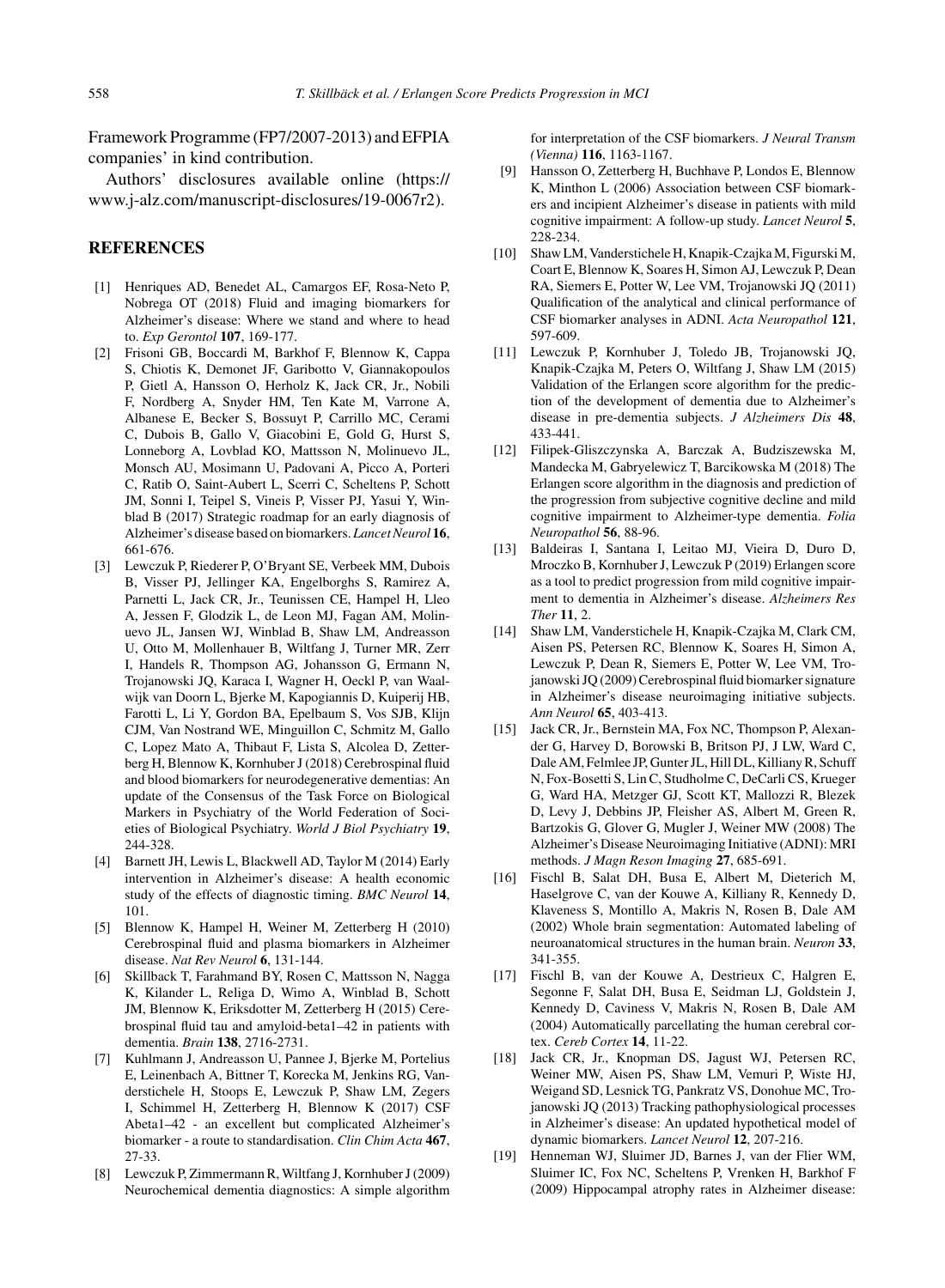Framework Programme (FP7/2007-2013) and EFPIA companies' in kind contribution.

Authors' disclosures available online (https://www.j-alz.com/manuscript-disclosures/19-0067r2).

## REFERENCES

[1] Henriques AD, Benedet AL, Camargos EF, Rosa-Neto P, Nobrega OT (2018) Fluid and imaging biomarkers for Alzheimer's disease: Where we stand and where to head to. *Exp Gerontol* **107**, 169-177.

[2] Frisoni GB, Boccardi M, Barkhof F, Blennow K, Cappa S, Chiotis K, Demonet JF, Garibotto V, Giannakopoulos P, Gietl A, Hansson O, Herholz K, Jack CR, Jr., Nobili F, Nordberg A, Snyder HM, Ten Kate M, Varrone A, Albanese E, Becker S, Bossuyt P, Carrillo MC, Cerami C, Dubois B, Gallo V, Giacobini E, Gold G, Hurst S, Lonneborg A, Lovblad KO, Mattsson N, Molinuevo JL, Monsch AU, Mosimann U, Padovani A, Picco A, Porteri C, Ratib O, Saint-Aubert L, Scerri C, Scheltens P, Schott JM, Sonni I, Teipel S, Vineis P, Visser PJ, Yasui Y, Winblad B (2017) Strategic roadmap for an early diagnosis of Alzheimer's disease based on biomarkers. *Lancet Neurol* **16**, 661-676.

[3] Lewczuk P, Riederer P, O'Bryant SE, Verbeek MM, Dubois B, Visser PJ, Jellinger KA, Engelborghs S, Ramirez A, Parnetti L, Jack CR, Jr., Teunissen CE, Hampel H, Lleo A, Jessen F, Glodzik L, de Leon MJ, Fagan AM, Molinuevo JL, Jansen WJ, Winblad B, Shaw LM, Andreasson U, Otto M, Mollenhauer B, Wiltfang J, Turner MR, Zerr I, Handels R, Thompson AG, Johansson G, Ermann N, Trojanowski JQ, Karaca I, Wagner H, Oeckl P, van Waalwijk van Doorn L, Bjerke M, Kapogiannis D, Kuiperij HB, Farotti L, Li Y, Gordon BA, Epelbaum S, Vos SJB, Klijn CJM, Van Nostrand WE, Minguillon C, Schmitz M, Gallo C, Lopez Mato A, Thibaut F, Lista S, Alcolea D, Zetterberg H, Blennow K, Kornhuber J (2018) Cerebrospinal fluid and blood biomarkers for neurodegenerative dementias: An update of the Consensus of the Task Force on Biological Markers in Psychiatry of the World Federation of Societies of Biological Psychiatry. *World J Biol Psychiatry* **19**, 244-328.

[4] Barnett JH, Lewis L, Blackwell AD, Taylor M (2014) Early intervention in Alzheimer's disease: A health economic study of the effects of diagnostic timing. *BMC Neurol* **14**, 101.

[5] Blennow K, Hampel H, Weiner M, Zetterberg H (2010) Cerebrospinal fluid and plasma biomarkers in Alzheimer disease. *Nat Rev Neurol* **6**, 131-144.

[6] Skillback T, Farahmand BY, Rosen C, Mattsson N, Nagga K, Kilander L, Religa D, Wimo A, Winblad B, Schott JM, Blennow K, Eriksdotter M, Zetterberg H (2015) Cerebrospinal fluid tau and amyloid-beta1–42 in patients with dementia. *Brain* **138**, 2716-2731.

[7] Kuhlmann J, Andreasson U, Pannee J, Bjerke M, Portelius E, Leinenbach A, Bittner T, Korecka M, Jenkins RG, Vanderstichele H, Stoops E, Lewczuk P, Shaw LM, Zegers I, Schimmel H, Zetterberg H, Blennow K (2017) CSF Abeta1–42 - an excellent but complicated Alzheimer's biomarker - a route to standardisation. *Clin Chim Acta* **467**, 27-33.

[8] Lewczuk P, Zimmermann R, Wiltfang J, Kornhuber J (2009) Neurochemical dementia diagnostics: A simple algorithm for interpretation of the CSF biomarkers. *J Neural Transm (Vienna)* **116**, 1163-1167.

[9] Hansson O, Zetterberg H, Buchhave P, Londos E, Blennow K, Minthon L (2006) Association between CSF biomarkers and incipient Alzheimer's disease in patients with mild cognitive impairment: A follow-up study. *Lancet Neurol* **5**, 228-234.

[10] Shaw LM, Vanderstichele H, Knapik-Czajka M, Figurski M, Coart E, Blennow K, Soares H, Simon AJ, Lewczuk P, Dean RA, Siemers E, Potter W, Lee VM, Trojanowski JQ (2011) Qualification of the analytical and clinical performance of CSF biomarker analyses in ADNI. *Acta Neuropathol* **121**, 597-609.

[11] Lewczuk P, Kornhuber J, Toledo JB, Trojanowski JQ, Knapik-Czajka M, Peters O, Wiltfang J, Shaw LM (2015) Validation of the Erlangen score algorithm for the prediction of the development of dementia due to Alzheimer's disease in pre-dementia subjects. *J Alzheimers Dis* **48**, 433-441.

[12] Filipek-Gliszczynska A, Barczak A, Budziszewska M, Mandecka M, Gabryelewicz T, Barcikowska M (2018) The Erlangen score algorithm in the diagnosis and prediction of the progression from subjective cognitive decline and mild cognitive impairment to Alzheimer-type dementia. *Folia Neuropathol* **56**, 88-96.

[13] Baldeiras I, Santana I, Leitao MJ, Vieira D, Duro D, Mroczko B, Kornhuber J, Lewczuk P (2019) Erlangen score as a tool to predict progression from mild cognitive impairment to dementia in Alzheimer's disease. *Alzheimers Res Ther* **11**, 2.

[14] Shaw LM, Vanderstichele H, Knapik-Czajka M, Clark CM, Aisen PS, Petersen RC, Blennow K, Soares H, Simon A, Lewczuk P, Dean R, Siemers E, Potter W, Lee VM, Trojanowski JQ (2009) Cerebrospinal fluid biomarker signature in Alzheimer's disease neuroimaging initiative subjects. *Ann Neurol* **65**, 403-413.

[15] Jack CR, Jr., Bernstein MA, Fox NC, Thompson P, Alexander G, Harvey D, Borowski B, Britson PJ, J LW, Ward C, Dale AM, Felmlee JP, Gunter JL, Hill DL, Killiany R, Schuff N, Fox-Bosetti S, Lin C, Studholme C, DeCarli CS, Krueger G, Ward HA, Metzger GJ, Scott KT, Mallozzi R, Blezek D, Levy J, Debbins JP, Fleisher AS, Albert M, Green R, Bartzokis G, Glover G, Mugler J, Weiner MW (2008) The Alzheimer's Disease Neuroimaging Initiative (ADNI): MRI methods. *J Magn Reson Imaging* **27**, 685-691.

[16] Fischl B, Salat DH, Busa E, Albert M, Dieterich M, Haselgrove C, van der Kouwe A, Killiany R, Kennedy D, Klaveness S, Montillo A, Makris N, Rosen B, Dale AM (2002) Whole brain segmentation: Automated labeling of neuroanatomical structures in the human brain. *Neuron* **33**, 341-355.

[17] Fischl B, van der Kouwe A, Destrieux C, Halgren E, Segonne F, Salat DH, Busa E, Seidman LJ, Goldstein J, Kennedy D, Caviness V, Makris N, Rosen B, Dale AM (2004) Automatically parcellating the human cerebral cortex. *Cereb Cortex* **14**, 11-22.

[18] Jack CR, Jr., Knopman DS, Jagust WJ, Petersen RC, Weiner MW, Aisen PS, Shaw LM, Vemuri P, Wiste HJ, Weigand SD, Lesnick TG, Pankratz VS, Donohue MC, Trojanowski JQ (2013) Tracking pathophysiological processes in Alzheimer's disease: An updated hypothetical model of dynamic biomarkers. *Lancet Neurol* **12**, 207-216.

[19] Henneman WJ, Sluimer JD, Barnes J, van der Flier WM, Sluimer IC, Fox NC, Scheltens P, Vrenken H, Barkhof F (2009) Hippocampal atrophy rates in Alzheimer disease: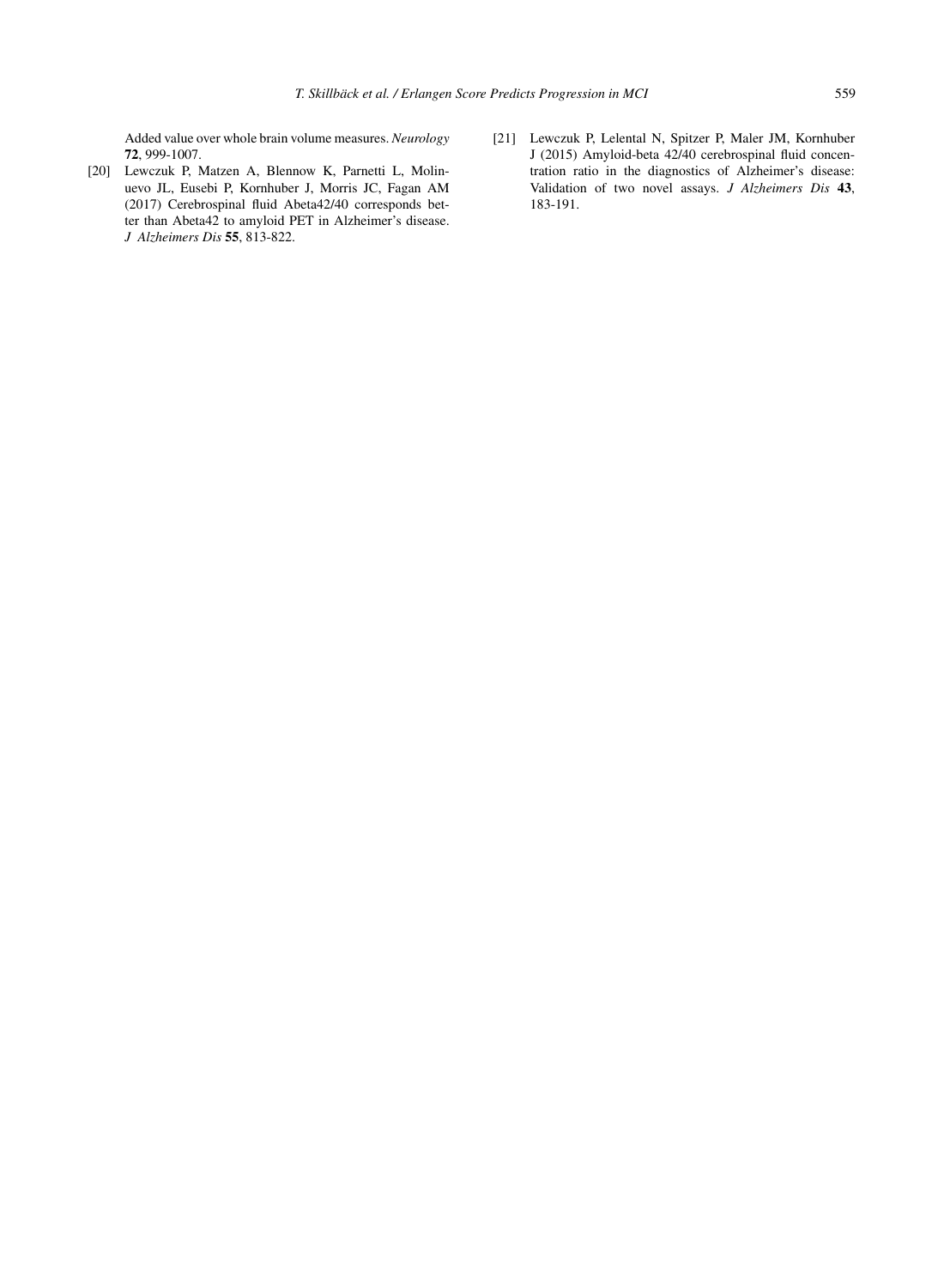Added value over whole brain volume measures. *Neurology* **72**, 999-1007.

[20] Lewczuk P, Matzen A, Blennow K, Parnetti L, Molinuevo JL, Eusebi P, Kornhuber J, Morris JC, Fagan AM (2017) Cerebrospinal fluid Abeta42/40 corresponds better than Abeta42 to amyloid PET in Alzheimer's disease. *J Alzheimers Dis* **55**, 813-822.

[21] Lewczuk P, Lelental N, Spitzer P, Maler JM, Kornhuber J (2015) Amyloid-beta 42/40 cerebrospinal fluid concentration ratio in the diagnostics of Alzheimer's disease: Validation of two novel assays. *J Alzheimers Dis* **43**, 183-191.